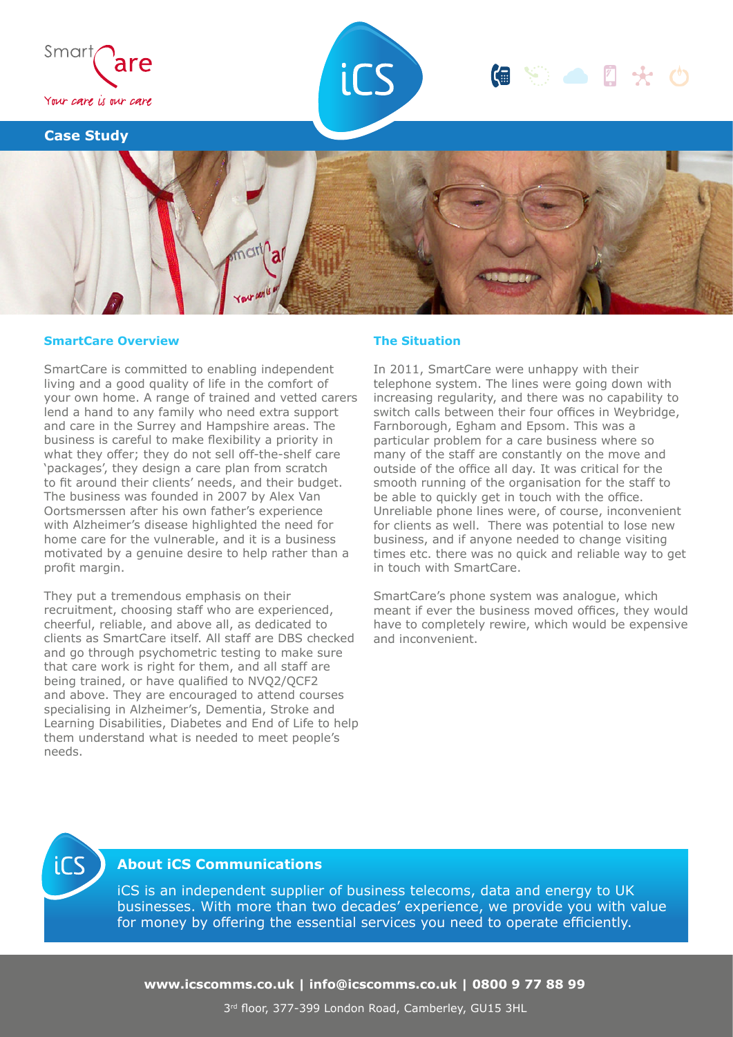Smart Care

*Your care is our care*

iCS

## Case Study

### SmartCare Overview

SmartCare is committed to enabling independent living and a good quality of life in the comfort of your own home. A range of trained and vetted carers lend a hand to any family who need extra support and care in the Surrey and Hampshire areas. The business is careful to make flexibility a priority in what they offer; they do not sell off-the-shelf care 'packages', they design a care plan from scratch to fit around their clients' needs, and their budget. The business was founded in 2007 by Alex Van Oortsmerssen after his own father's experience with Alzheimer's disease highlighted the need for home care for the vulnerable, and it is a business motivated by a genuine desire to help rather than a profit margin.

They put a tremendous emphasis on their recruitment, choosing staff who are experienced, cheerful, reliable, and above all, as dedicated to clients as SmartCare itself. All staff are DBS checked and go through psychometric testing to make sure that care work is right for them, and all staff are being trained, or have qualified to NVQ2/QCF2 and above. They are encouraged to attend courses specialising in Alzheimer's, Dementia, Stroke and Learning Disabilities, Diabetes and End of Life to help them understand what is needed to meet people's needs.

### The Situation

In 2011, SmartCare were unhappy with their telephone system. The lines were going down with increasing regularity, and there was no capability to switch calls between their four offices in Weybridge, Farnborough, Egham and Epsom. This was a particular problem for a care business where so many of the staff are constantly on the move and outside of the office all day. It was critical for the smooth running of the organisation for the staff to be able to quickly get in touch with the office. Unreliable phone lines were, of course, inconvenient for clients as well. There was potential to lose new business, and if anyone needed to change visiting times etc. there was no quick and reliable way to get in touch with SmartCare.

SmartCare's phone system was analogue, which meant if ever the business moved offices, they would have to completely rewire, which would be expensive and inconvenient.

### About iCS Communications

iCS is an independent supplier of business telecoms, data and energy to UK businesses. With more than two decades' experience, we provide you with value for money by offering the essential services you need to operate efficiently.

**www.icscomms.co.uk | info@icscomms.co.uk | 0800 9 77 88 99**

3rd floor, 377-399 London Road, Camberley, GU15 3HL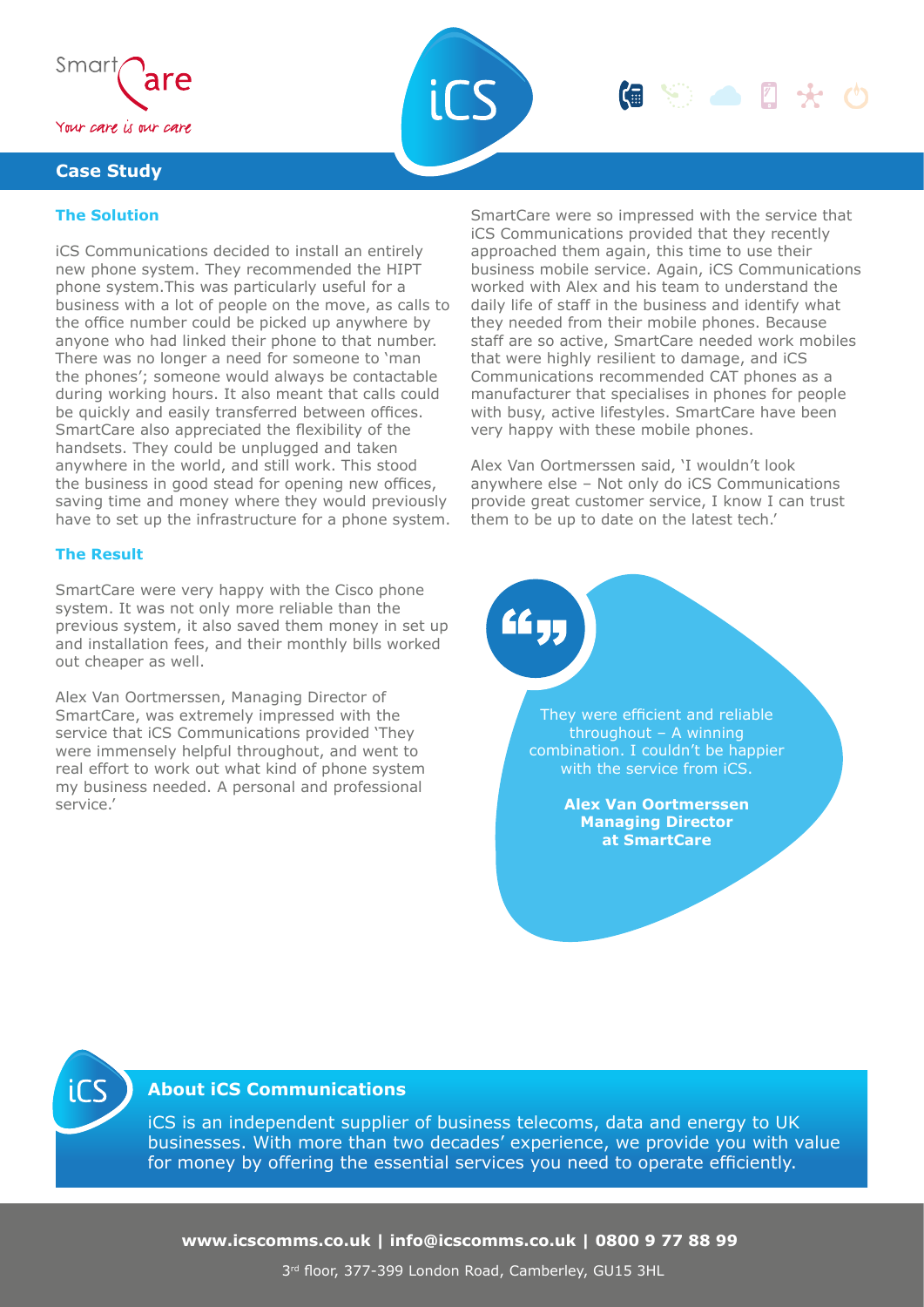## Case Study

### The Solution

iCS Communications decided to install an entirely new phone system. They recommended the HIPT phone system.This was particularly useful for a business with a lot of people on the move, as calls to the office number could be picked up anywhere by anyone who had linked their phone to that number. There was no longer a need for someone to 'man the phones'; someone would always be contactable during working hours. It also meant that calls could be quickly and easily transferred between offices. SmartCare also appreciated the flexibility of the handsets. They could be unplugged and taken anywhere in the world, and still work. This stood the business in good stead for opening new offices, saving time and money where they would previously have to set up the infrastructure for a phone system.

### The Result

SmartCare were very happy with the Cisco phone system. It was not only more reliable than the previous system, it also saved them money in set up and installation fees, and their monthly bills worked out cheaper as well.

Alex Van Oortmerssen, Managing Director of SmartCare, was extremely impressed with the service that iCS Communications provided 'They were immensely helpful throughout, and went to real effort to work out what kind of phone system my business needed. A personal and professional service.'

SmartCare were so impressed with the service that iCS Communications provided that they recently approached them again, this time to use their business mobile service. Again, iCS Communications worked with Alex and his team to understand the daily life of staff in the business and identify what they needed from their mobile phones. Because staff are so active, SmartCare needed work mobiles that were highly resilient to damage, and iCS Communications recommended CAT phones as a manufacturer that specialises in phones for people with busy, active lifestyles. SmartCare have been very happy with these mobile phones.

Alex Van Oortmerssen said, 'I wouldn't look anywhere else – Not only do iCS Communications provide great customer service, I know I can trust them to be up to date on the latest tech.'

> They were efficient and reliable throughout – A winning combination. I couldn't be happier with the service from iCS.
>
> **Alex Van Oortmerssen**
> **Managing Director**
> **at SmartCare**

### About iCS Communications

iCS is an independent supplier of business telecoms, data and energy to UK businesses. With more than two decades' experience, we provide you with value for money by offering the essential services you need to operate efficiently.

**www.icscomms.co.uk | info@icscomms.co.uk | 0800 9 77 88 99**

3rd floor, 377-399 London Road, Camberley, GU15 3HL